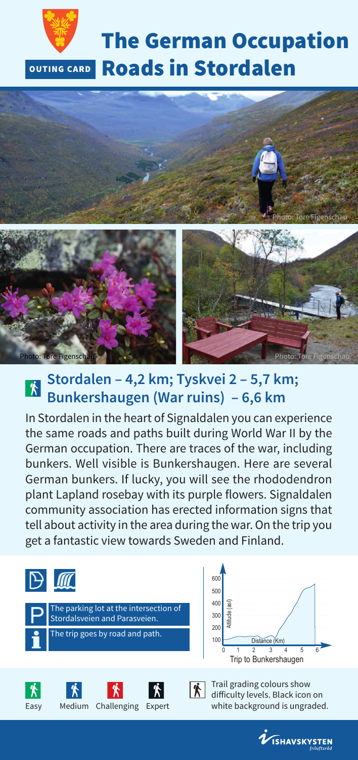# The German Occupation Roads in Stordalen

OUTING CARD

Photo: Tore Figenschau

Photo: Tore Figenschau

Photo: Tore Figenschau

## Stordalen – 4,2 km; Tyskvei 2 – 5,7 km; Bunkershaugen (War ruins) – 6,6 km

In Stordalen in the heart of Signaldalen you can experience the same roads and paths built during World War II by the German occupation. There are traces of the war, including bunkers. Well visible is Bunkershaugen. Here are several German bunkers. If lucky, you will see the rhododendron plant Lapland rosebay with its purple flowers. Signaldalen community association has erected information signs that tell about activity in the area during the war. On the trip you get a fantastic view towards Sweden and Finland.

The parking lot at the intersection of Stordalsveien and Parasveien.

The trip goes by road and path.

Trip to Bunkershaugen

Easy | Medium | Challenging | Expert

Trail grading colours show difficulty levels. Black icon on white background is ungraded.

ISHAVSKYSTEN friluftsråd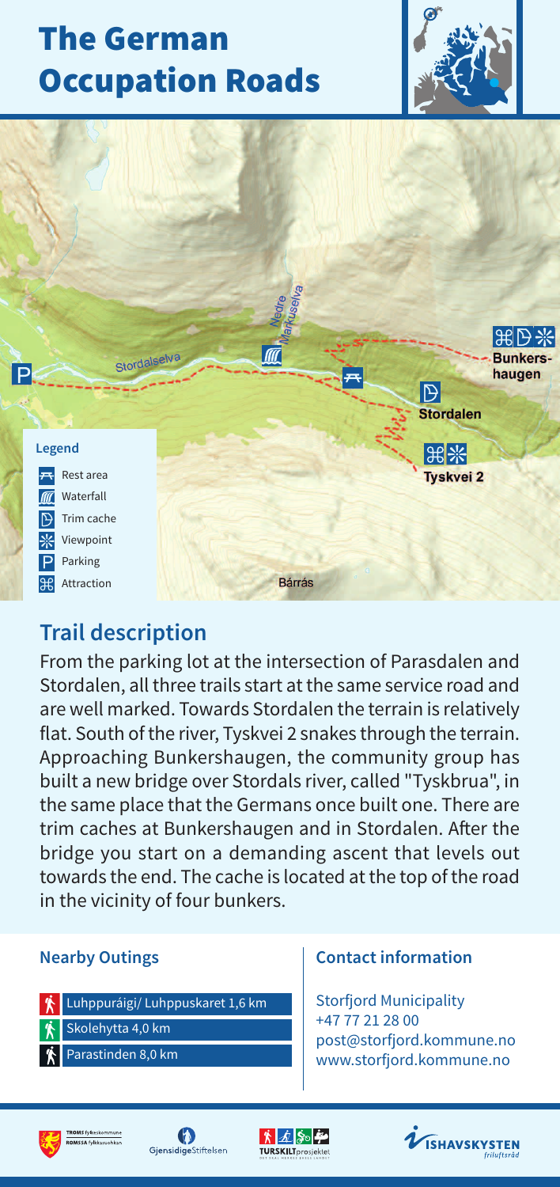# The German Occupation Roads

Stordalselva

Nedre Markuselva

Bunkershaugen

Stordalen

Tyskvei 2

Bárrás

**Legend**

- Rest area
- Waterfall
- Trim cache
- Viewpoint
- Parking
- Attraction

## Trail description

From the parking lot at the intersection of Parasdalen and Stordalen, all three trails start at the same service road and are well marked. Towards Stordalen the terrain is relatively flat. South of the river, Tyskvei 2 snakes through the terrain. Approaching Bunkershaugen, the community group has built a new bridge over Stordals river, called "Tyskbrua", in the same place that the Germans once built one. There are trim caches at Bunkershaugen and in Stordalen. After the bridge you start on a demanding ascent that levels out towards the end. The cache is located at the top of the road in the vicinity of four bunkers.

### Nearby Outings

- Luhppuráigi/ Luhppuskaret 1,6 km
- Skolehytta 4,0 km
- Parastinden 8,0 km

### Contact information

Storfjord Municipality
+47 77 21 28 00
post@storfjord.kommune.no
www.storfjord.kommune.no

TROMS fylkeskommune
ROMSSA fylkkasuohkan

GjensidigeStiftelsen

TURSKILTprosjektet

ISHAVSKYSTEN friluftsråd